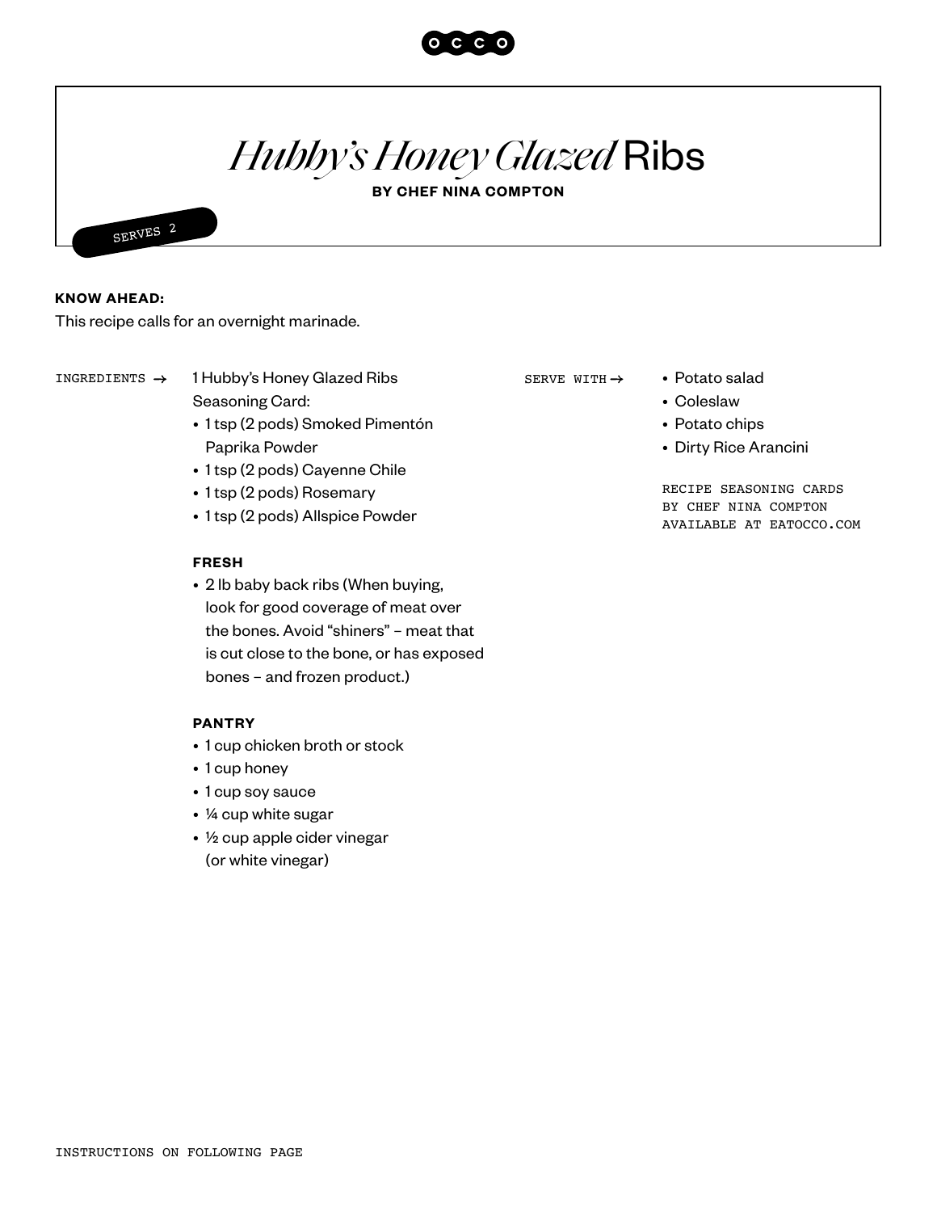# *Hubby's Honey Glazed* Ribs

**BY CHEF NINA COMPTON**

SERVES 2

**KNOW AHEAD:**
This recipe calls for an overnight marinade.

INGREDIENTS →

1 Hubby's Honey Glazed Ribs Seasoning Card:

- 1 tsp (2 pods) Smoked Pimentón Paprika Powder
- 1 tsp (2 pods) Cayenne Chile
- 1 tsp (2 pods) Rosemary
- 1 tsp (2 pods) Allspice Powder

**FRESH**

- 2 lb baby back ribs (When buying, look for good coverage of meat over the bones. Avoid "shiners" – meat that is cut close to the bone, or has exposed bones – and frozen product.)

**PANTRY**

- 1 cup chicken broth or stock
- 1 cup honey
- 1 cup soy sauce
- ¼ cup white sugar
- ½ cup apple cider vinegar (or white vinegar)

SERVE WITH →

- Potato salad
- Coleslaw
- Potato chips
- Dirty Rice Arancini

RECIPE SEASONING CARDS BY CHEF NINA COMPTON AVAILABLE AT EATOCCO.COM

INSTRUCTIONS ON FOLLOWING PAGE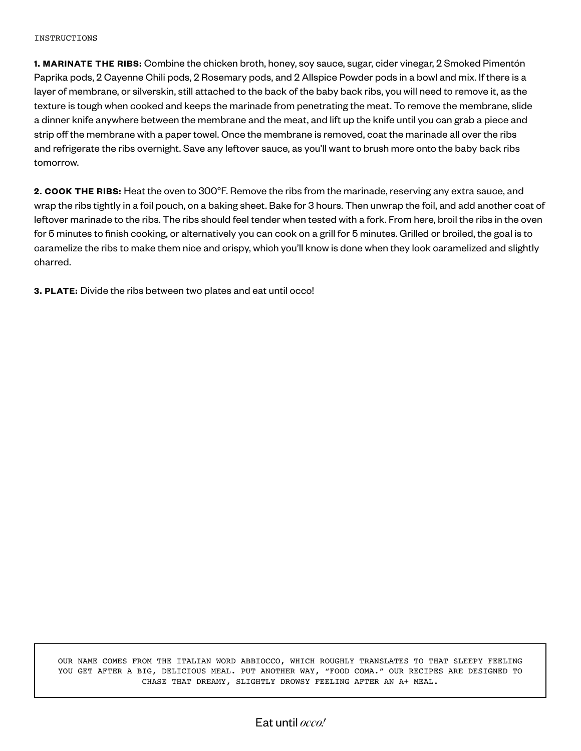INSTRUCTIONS

**1. MARINATE THE RIBS:** Combine the chicken broth, honey, soy sauce, sugar, cider vinegar, 2 Smoked Pimentón Paprika pods, 2 Cayenne Chili pods, 2 Rosemary pods, and 2 Allspice Powder pods in a bowl and mix. If there is a layer of membrane, or silverskin, still attached to the back of the baby back ribs, you will need to remove it, as the texture is tough when cooked and keeps the marinade from penetrating the meat. To remove the membrane, slide a dinner knife anywhere between the membrane and the meat, and lift up the knife until you can grab a piece and strip off the membrane with a paper towel. Once the membrane is removed, coat the marinade all over the ribs and refrigerate the ribs overnight. Save any leftover sauce, as you'll want to brush more onto the baby back ribs tomorrow.

**2. COOK THE RIBS:** Heat the oven to 300°F. Remove the ribs from the marinade, reserving any extra sauce, and wrap the ribs tightly in a foil pouch, on a baking sheet. Bake for 3 hours. Then unwrap the foil, and add another coat of leftover marinade to the ribs. The ribs should feel tender when tested with a fork. From here, broil the ribs in the oven for 5 minutes to finish cooking, or alternatively you can cook on a grill for 5 minutes. Grilled or broiled, the goal is to caramelize the ribs to make them nice and crispy, which you'll know is done when they look caramelized and slightly charred.

**3. PLATE:** Divide the ribs between two plates and eat until occo!

OUR NAME COMES FROM THE ITALIAN WORD ABBIOCCO, WHICH ROUGHLY TRANSLATES TO THAT SLEEPY FEELING YOU GET AFTER A BIG, DELICIOUS MEAL. PUT ANOTHER WAY, "FOOD COMA." OUR RECIPES ARE DESIGNED TO CHASE THAT DREAMY, SLIGHTLY DROWSY FEELING AFTER AN A+ MEAL.

Eat until *occo!*